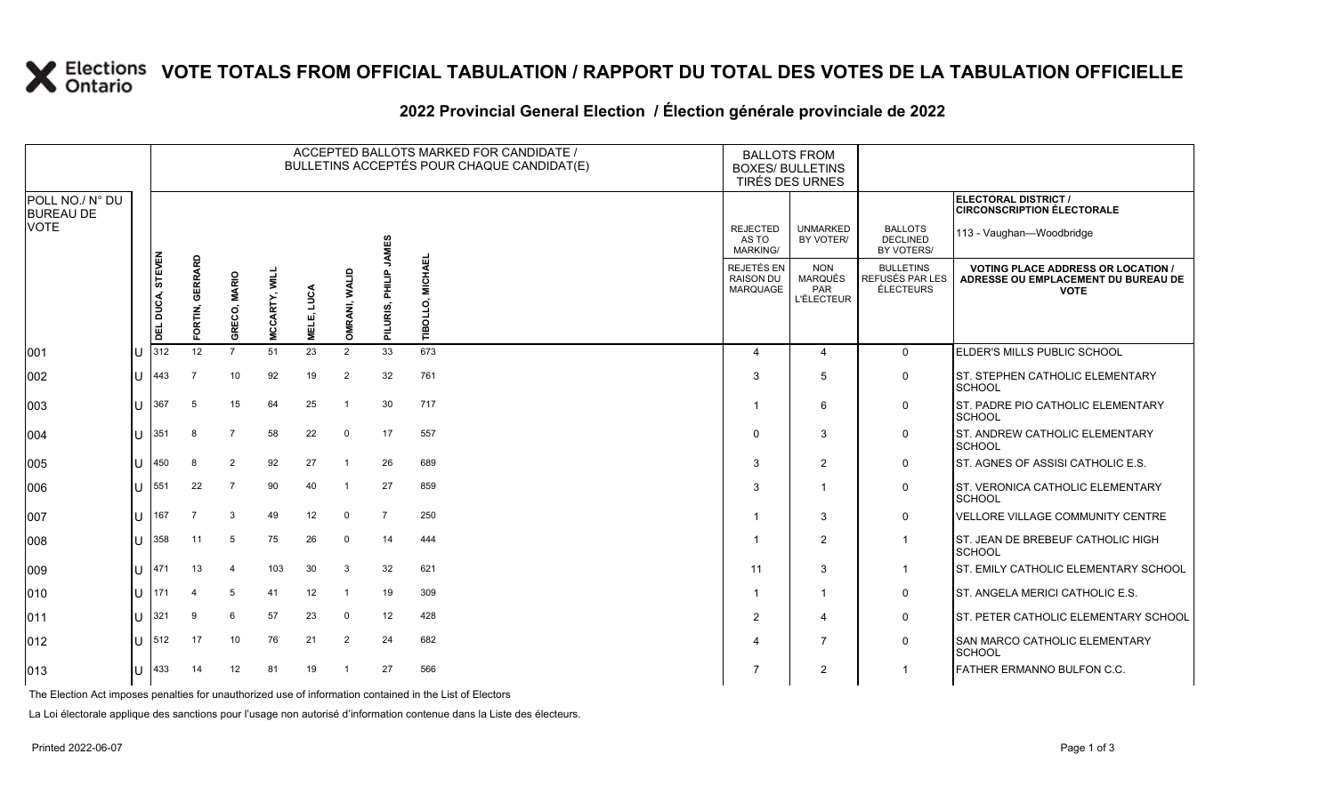# VOTE TOTALS FROM OFFICIAL TABULATION / RAPPORT DU TOTAL DES VOTES DE LA TABULATION OFFICIELLE

## 2022 Provincial General Election / Élection générale provinciale de 2022

| POLL NO./ N° DU BUREAU DE VOTE | | ACCEPTED BALLOTS MARKED FOR CANDIDATE / BULLETINS ACCEPTÉS POUR CHAQUE CANDIDAT(E) | | | | | | | | BALLOTS FROM BOXES/ BULLETINS TIRÉS DES URNES | | | ELECTORAL DISTRICT / CIRCONSCRIPTION ÉLECTORALE 113 - Vaughan—Woodbridge |
|---|---|---|---|---|---|---|---|---|---|---|---|---|---|
| | | DEL DUCA, STEVEN | FORTIN, GERRARD | GRECO, MARIO | MCCARTY, WILL | MELE, LUCA | OMRANI, WALID | PILURIS, PHILIP JAMES | TIBOLLO, MICHAEL | REJECTED AS TO MARKING/ REJETÉS EN RAISON DU MARQUAGE | UNMARKED BY VOTER/ NON MARQUÉS PAR L'ÉLECTEUR | BALLOTS DECLINED BY VOTERS/ BULLETINS REFUSÉS PAR LES ÉLECTEURS | VOTING PLACE ADDRESS OR LOCATION / ADRESSE OU EMPLACEMENT DU BUREAU DE VOTE |
| 001 | U | 312 | 12 | 7 | 51 | 23 | 2 | 33 | 673 | 4 | 4 | 0 | ELDER'S MILLS PUBLIC SCHOOL |
| 002 | U | 443 | 7 | 10 | 92 | 19 | 2 | 32 | 761 | 3 | 5 | 0 | ST. STEPHEN CATHOLIC ELEMENTARY SCHOOL |
| 003 | U | 367 | 5 | 15 | 64 | 25 | 1 | 30 | 717 | 1 | 6 | 0 | ST. PADRE PIO CATHOLIC ELEMENTARY SCHOOL |
| 004 | U | 351 | 8 | 7 | 58 | 22 | 0 | 17 | 557 | 0 | 3 | 0 | ST. ANDREW CATHOLIC ELEMENTARY SCHOOL |
| 005 | U | 450 | 8 | 2 | 92 | 27 | 1 | 26 | 689 | 3 | 2 | 0 | ST. AGNES OF ASSISI CATHOLIC E.S. |
| 006 | U | 551 | 22 | 7 | 90 | 40 | 1 | 27 | 859 | 3 | 1 | 0 | ST. VERONICA CATHOLIC ELEMENTARY SCHOOL |
| 007 | U | 167 | 7 | 3 | 49 | 12 | 0 | 7 | 250 | 1 | 3 | 0 | VELLORE VILLAGE COMMUNITY CENTRE |
| 008 | U | 358 | 11 | 5 | 75 | 26 | 0 | 14 | 444 | 1 | 2 | 1 | ST. JEAN DE BREBEUF CATHOLIC HIGH SCHOOL |
| 009 | U | 471 | 13 | 4 | 103 | 30 | 3 | 32 | 621 | 11 | 3 | 1 | ST. EMILY CATHOLIC ELEMENTARY SCHOOL |
| 010 | U | 171 | 4 | 5 | 41 | 12 | 1 | 19 | 309 | 1 | 1 | 0 | ST. ANGELA MERICI CATHOLIC E.S. |
| 011 | U | 321 | 9 | 6 | 57 | 23 | 0 | 12 | 428 | 2 | 4 | 0 | ST. PETER CATHOLIC ELEMENTARY SCHOOL |
| 012 | U | 512 | 17 | 10 | 76 | 21 | 2 | 24 | 682 | 4 | 7 | 0 | SAN MARCO CATHOLIC ELEMENTARY SCHOOL |
| 013 | U | 433 | 14 | 12 | 81 | 19 | 1 | 27 | 566 | 7 | 2 | 1 | FATHER ERMANNO BULFON C.C. |

The Election Act imposes penalties for unauthorized use of information contained in the List of Electors

La Loi électorale applique des sanctions pour l'usage non autorisé d'information contenue dans la Liste des électeurs.

Printed 2022-06-07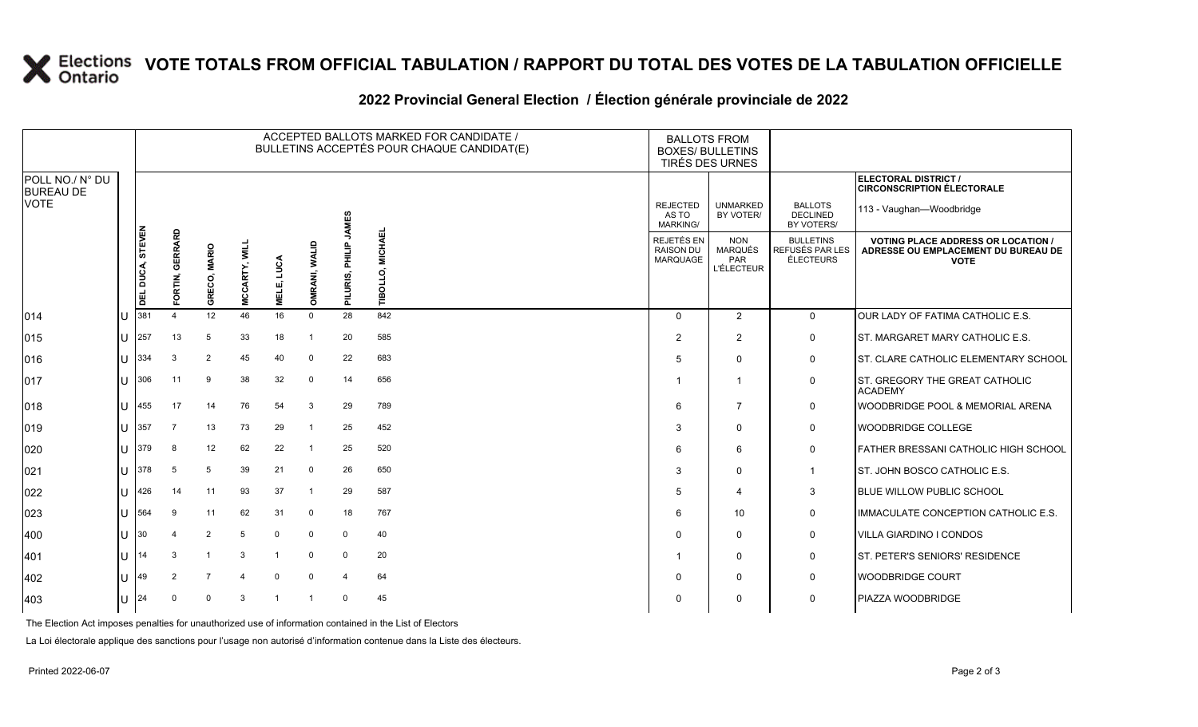# VOTE TOTALS FROM OFFICIAL TABULATION / RAPPORT DU TOTAL DES VOTES DE LA TABULATION OFFICIELLE

## 2022 Provincial General Election / Élection générale provinciale de 2022

ELECTORAL DISTRICT / CIRCONSCRIPTION ÉLECTORALE: 113 - Vaughan—Woodbridge

| POLL NO./ N° DU BUREAU DE VOTE | | ACCEPTED BALLOTS MARKED FOR CANDIDATE / BULLETINS ACCEPTÉS POUR CHAQUE CANDIDAT(E) | | | | | | | | BALLOTS FROM BOXES/ BULLETINS TIRÉS DES URNES | | | |
|---|---|---|---|---|---|---|---|---|---|---|---|---|---|
| | | DEL DUCA, STEVEN | FORTIN, GERRARD | GRECO, MARIO | MCCARTY, WILL | MELE, LUCA | OMRANI, WALID | PILURIS, PHILIP JAMES | TIBOLLO, MICHAEL | REJECTED AS TO MARKING/ REJETÉS EN RAISON DU MARQUAGE | UNMARKED BY VOTER/ NON MARQUÉS PAR L'ÉLECTEUR | BALLOTS DECLINED BY VOTERS/ BULLETINS REFUSÉS PAR LES ÉLECTEURS | VOTING PLACE ADDRESS OR LOCATION / ADRESSE OU EMPLACEMENT DU BUREAU DE VOTE |
| 014 | U | 381 | 4 | 12 | 46 | 16 | 0 | 28 | 842 | 0 | 2 | 0 | OUR LADY OF FATIMA CATHOLIC E.S. |
| 015 | U | 257 | 13 | 5 | 33 | 18 | 1 | 20 | 585 | 2 | 2 | 0 | ST. MARGARET MARY CATHOLIC E.S. |
| 016 | U | 334 | 3 | 2 | 45 | 40 | 0 | 22 | 683 | 5 | 0 | 0 | ST. CLARE CATHOLIC ELEMENTARY SCHOOL |
| 017 | U | 306 | 11 | 9 | 38 | 32 | 0 | 14 | 656 | 1 | 1 | 0 | ST. GREGORY THE GREAT CATHOLIC ACADEMY |
| 018 | U | 455 | 17 | 14 | 76 | 54 | 3 | 29 | 789 | 6 | 7 | 0 | WOODBRIDGE POOL & MEMORIAL ARENA |
| 019 | U | 357 | 7 | 13 | 73 | 29 | 1 | 25 | 452 | 3 | 0 | 0 | WOODBRIDGE COLLEGE |
| 020 | U | 379 | 8 | 12 | 62 | 22 | 1 | 25 | 520 | 6 | 6 | 0 | FATHER BRESSANI CATHOLIC HIGH SCHOOL |
| 021 | U | 378 | 5 | 5 | 39 | 21 | 0 | 26 | 650 | 3 | 0 | 1 | ST. JOHN BOSCO CATHOLIC E.S. |
| 022 | U | 426 | 14 | 11 | 93 | 37 | 1 | 29 | 587 | 5 | 4 | 3 | BLUE WILLOW PUBLIC SCHOOL |
| 023 | U | 564 | 9 | 11 | 62 | 31 | 0 | 18 | 767 | 6 | 10 | 0 | IMMACULATE CONCEPTION CATHOLIC E.S. |
| 400 | U | 30 | 4 | 2 | 5 | 0 | 0 | 0 | 40 | 0 | 0 | 0 | VILLA GIARDINO I CONDOS |
| 401 | U | 14 | 3 | 1 | 3 | 1 | 0 | 0 | 20 | 1 | 0 | 0 | ST. PETER'S SENIORS' RESIDENCE |
| 402 | U | 49 | 2 | 7 | 4 | 0 | 0 | 4 | 64 | 0 | 0 | 0 | WOODBRIDGE COURT |
| 403 | U | 24 | 0 | 0 | 3 | 1 | 1 | 0 | 45 | 0 | 0 | 0 | PIAZZA WOODBRIDGE |

The Election Act imposes penalties for unauthorized use of information contained in the List of Electors

La Loi électorale applique des sanctions pour l'usage non autorisé d'information contenue dans la Liste des électeurs.

Printed 2022-06-07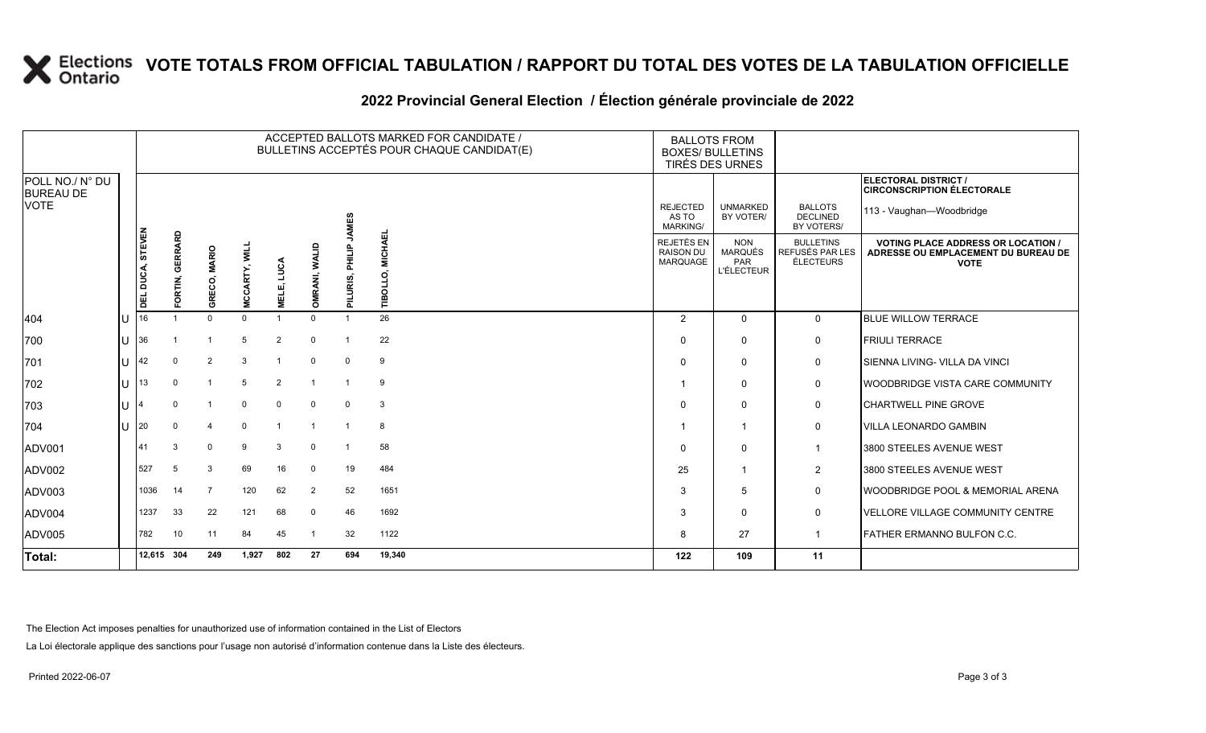# VOTE TOTALS FROM OFFICIAL TABULATION / RAPPORT DU TOTAL DES VOTES DE LA TABULATION OFFICIELLE

## 2022 Provincial General Election / Élection générale provinciale de 2022

| POLL NO./ N° DU BUREAU DE VOTE | | ACCEPTED BALLOTS MARKED FOR CANDIDATE / BULLETINS ACCEPTÉS POUR CHAQUE CANDIDAT(E) | | | | | | | | BALLOTS FROM BOXES/ BULLETINS TIRÉS DES URNES | | | ELECTORAL DISTRICT / CIRCONSCRIPTION ÉLECTORALE 113 - Vaughan—Woodbridge |
|---|---|---|---|---|---|---|---|---|---|---|---|---|---|
| | | DEL DUCA, STEVEN | FORTIN, GERRARD | GRECO, MARIO | MCCARTY, WILL | MELE, LUCA | OMRANI, WALID | PILURIS, PHILIP JAMES | TIBOLLO, MICHAEL | REJECTED AS TO MARKING/ REJETÉS EN RAISON DU MARQUAGE | UNMARKED BY VOTER/ NON MARQUÉS PAR L'ÉLECTEUR | BALLOTS DECLINED BY VOTERS/ BULLETINS REFUSÉS PAR LES ÉLECTEURS | VOTING PLACE ADDRESS OR LOCATION / ADRESSE OU EMPLACEMENT DU BUREAU DE VOTE |
| 404 | U | 16 | 1 | 0 | 0 | 1 | 0 | 1 | 26 | 2 | 0 | 0 | BLUE WILLOW TERRACE |
| 700 | U | 36 | 1 | 1 | 5 | 2 | 0 | 1 | 22 | 0 | 0 | 0 | FRIULI TERRACE |
| 701 | U | 42 | 0 | 2 | 3 | 1 | 0 | 0 | 9 | 0 | 0 | 0 | SIENNA LIVING- VILLA DA VINCI |
| 702 | U | 13 | 0 | 1 | 5 | 2 | 1 | 1 | 9 | 1 | 0 | 0 | WOODBRIDGE VISTA CARE COMMUNITY |
| 703 | U | 4 | 0 | 1 | 0 | 0 | 0 | 0 | 3 | 0 | 0 | 0 | CHARTWELL PINE GROVE |
| 704 | U | 20 | 0 | 4 | 0 | 1 | 1 | 1 | 8 | 1 | 1 | 0 | VILLA LEONARDO GAMBIN |
| ADV001 | | 41 | 3 | 0 | 9 | 3 | 0 | 1 | 58 | 0 | 0 | 1 | 3800 STEELES AVENUE WEST |
| ADV002 | | 527 | 5 | 3 | 69 | 16 | 0 | 19 | 484 | 25 | 1 | 2 | 3800 STEELES AVENUE WEST |
| ADV003 | | 1036 | 14 | 7 | 120 | 62 | 2 | 52 | 1651 | 3 | 5 | 0 | WOODBRIDGE POOL & MEMORIAL ARENA |
| ADV004 | | 1237 | 33 | 22 | 121 | 68 | 0 | 46 | 1692 | 3 | 0 | 0 | VELLORE VILLAGE COMMUNITY CENTRE |
| ADV005 | | 782 | 10 | 11 | 84 | 45 | 1 | 32 | 1122 | 8 | 27 | 1 | FATHER ERMANNO BULFON C.C. |
| **Total:** | | **12,615** | **304** | **249** | **1,927** | **802** | **27** | **694** | **19,340** | **122** | **109** | **11** | |

The Election Act imposes penalties for unauthorized use of information contained in the List of Electors

La Loi électorale applique des sanctions pour l'usage non autorisé d'information contenue dans la Liste des électeurs.

Printed 2022-06-07